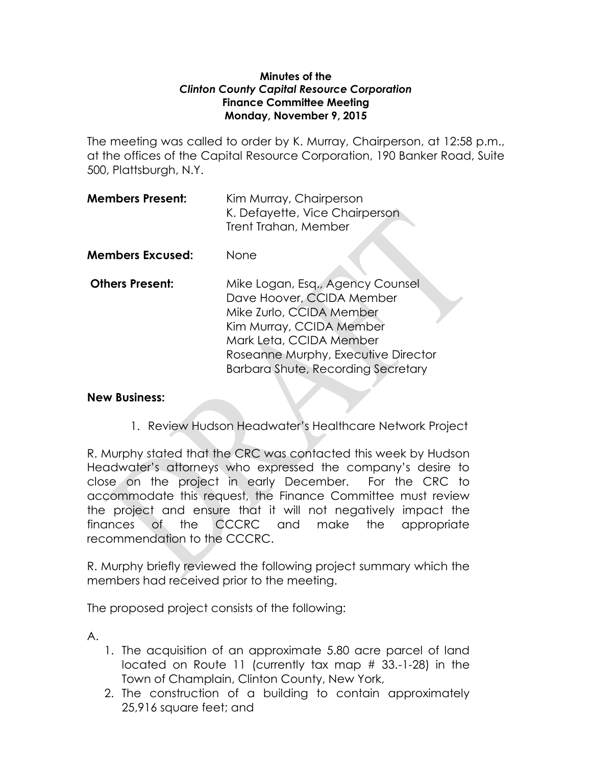**Minutes of the**
***Clinton County Capital Resource Corporation***
**Finance Committee Meeting**
**Monday, November 9, 2015**

The meeting was called to order by K. Murray, Chairperson, at 12:58 p.m., at the offices of the Capital Resource Corporation, 190 Banker Road, Suite 500, Plattsburgh, N.Y.

**Members Present:** Kim Murray, Chairperson
K. Defayette, Vice Chairperson
Trent Trahan, Member

**Members Excused:** None

**Others Present:** Mike Logan, Esq., Agency Counsel
Dave Hoover, CCIDA Member
Mike Zurlo, CCIDA Member
Kim Murray, CCIDA Member
Mark Leta, CCIDA Member
Roseanne Murphy, Executive Director
Barbara Shute, Recording Secretary

**New Business:**

1. Review Hudson Headwater's Healthcare Network Project

R. Murphy stated that the CRC was contacted this week by Hudson Headwater's attorneys who expressed the company's desire to close on the project in early December. For the CRC to accommodate this request, the Finance Committee must review the project and ensure that it will not negatively impact the finances of the CCCRC and make the appropriate recommendation to the CCCRC.

R. Murphy briefly reviewed the following project summary which the members had received prior to the meeting.

The proposed project consists of the following:

A.

1. The acquisition of an approximate 5.80 acre parcel of land located on Route 11 (currently tax map # 33.-1-28) in the Town of Champlain, Clinton County, New York,
2. The construction of a building to contain approximately 25,916 square feet; and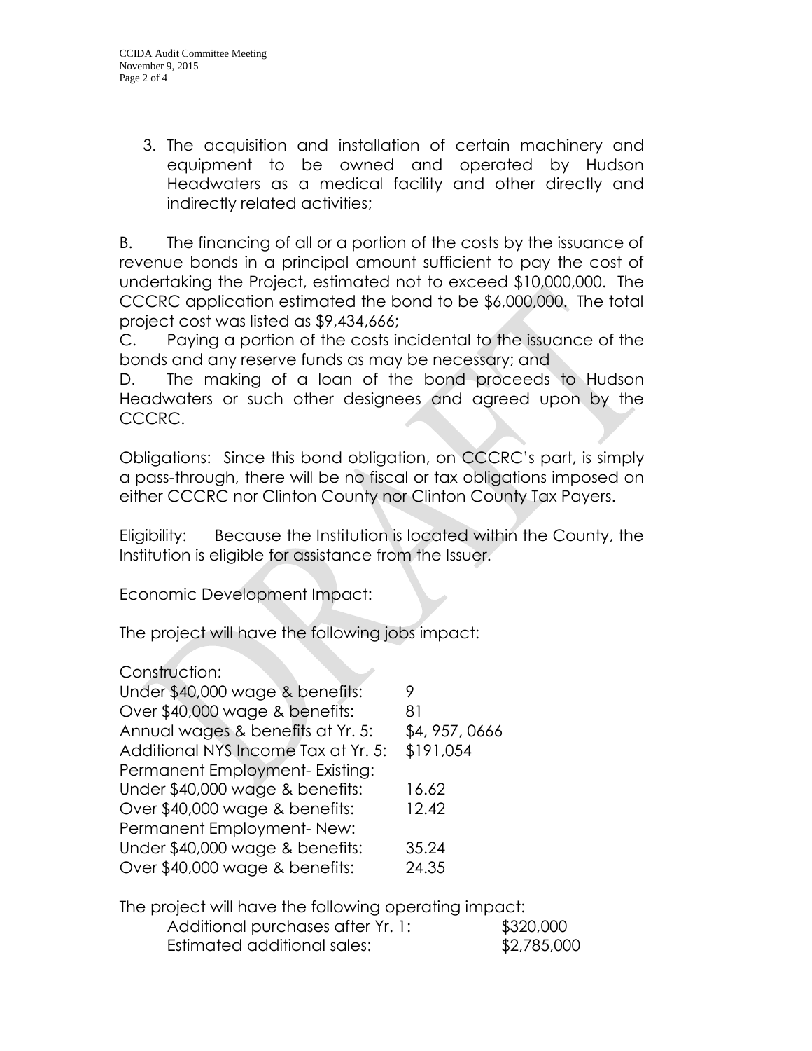3. The acquisition and installation of certain machinery and equipment to be owned and operated by Hudson Headwaters as a medical facility and other directly and indirectly related activities;

B. The financing of all or a portion of the costs by the issuance of revenue bonds in a principal amount sufficient to pay the cost of undertaking the Project, estimated not to exceed $10,000,000. The CCCRC application estimated the bond to be $6,000,000. The total project cost was listed as $9,434,666;

C. Paying a portion of the costs incidental to the issuance of the bonds and any reserve funds as may be necessary; and

D. The making of a loan of the bond proceeds to Hudson Headwaters or such other designees and agreed upon by the CCCRC.

Obligations: Since this bond obligation, on CCCRC's part, is simply a pass-through, there will be no fiscal or tax obligations imposed on either CCCRC nor Clinton County nor Clinton County Tax Payers.

Eligibility: Because the Institution is located within the County, the Institution is eligible for assistance from the Issuer.

Economic Development Impact:

The project will have the following jobs impact:

| Construction: | |
|---|---|
| Under $40,000 wage & benefits: | 9 |
| Over $40,000 wage & benefits: | 81 |
| Annual wages & benefits at Yr. 5: | $4, 957, 0666 |
| Additional NYS Income Tax at Yr. 5: | $191,054 |
| Permanent Employment- Existing: | |
| Under $40,000 wage & benefits: | 16.62 |
| Over $40,000 wage & benefits: | 12.42 |
| Permanent Employment- New: | |
| Under $40,000 wage & benefits: | 35.24 |
| Over $40,000 wage & benefits: | 24.35 |

The project will have the following operating impact:

| | |
|---|---|
| Additional purchases after Yr. 1: | $320,000 |
| Estimated additional sales: | $2,785,000 |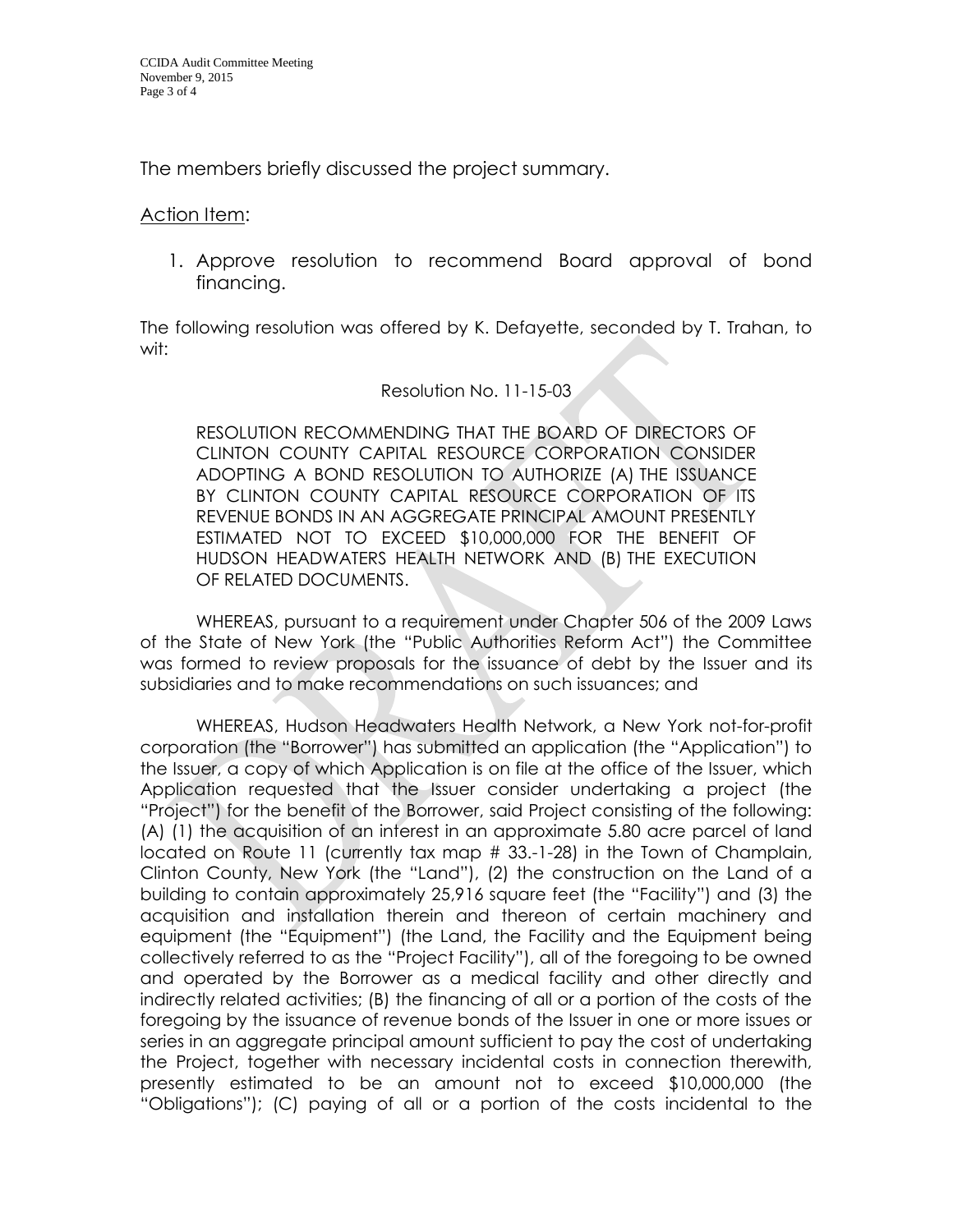The members briefly discussed the project summary.

<u>Action Item</u>:

1. Approve resolution to recommend Board approval of bond financing.

The following resolution was offered by K. Defayette, seconded by T. Trahan, to wit:

Resolution No. 11-15-03

RESOLUTION RECOMMENDING THAT THE BOARD OF DIRECTORS OF CLINTON COUNTY CAPITAL RESOURCE CORPORATION CONSIDER ADOPTING A BOND RESOLUTION TO AUTHORIZE (A) THE ISSUANCE BY CLINTON COUNTY CAPITAL RESOURCE CORPORATION OF ITS REVENUE BONDS IN AN AGGREGATE PRINCIPAL AMOUNT PRESENTLY ESTIMATED NOT TO EXCEED $10,000,000 FOR THE BENEFIT OF HUDSON HEADWATERS HEALTH NETWORK AND (B) THE EXECUTION OF RELATED DOCUMENTS.

WHEREAS, pursuant to a requirement under Chapter 506 of the 2009 Laws of the State of New York (the "Public Authorities Reform Act") the Committee was formed to review proposals for the issuance of debt by the Issuer and its subsidiaries and to make recommendations on such issuances; and

WHEREAS, Hudson Headwaters Health Network, a New York not-for-profit corporation (the "Borrower") has submitted an application (the "Application") to the Issuer, a copy of which Application is on file at the office of the Issuer, which Application requested that the Issuer consider undertaking a project (the "Project") for the benefit of the Borrower, said Project consisting of the following: (A) (1) the acquisition of an interest in an approximate 5.80 acre parcel of land located on Route 11 (currently tax map # 33.-1-28) in the Town of Champlain, Clinton County, New York (the "Land"), (2) the construction on the Land of a building to contain approximately 25,916 square feet (the "Facility") and (3) the acquisition and installation therein and thereon of certain machinery and equipment (the "Equipment") (the Land, the Facility and the Equipment being collectively referred to as the "Project Facility"), all of the foregoing to be owned and operated by the Borrower as a medical facility and other directly and indirectly related activities; (B) the financing of all or a portion of the costs of the foregoing by the issuance of revenue bonds of the Issuer in one or more issues or series in an aggregate principal amount sufficient to pay the cost of undertaking the Project, together with necessary incidental costs in connection therewith, presently estimated to be an amount not to exceed $10,000,000 (the "Obligations"); (C) paying of all or a portion of the costs incidental to the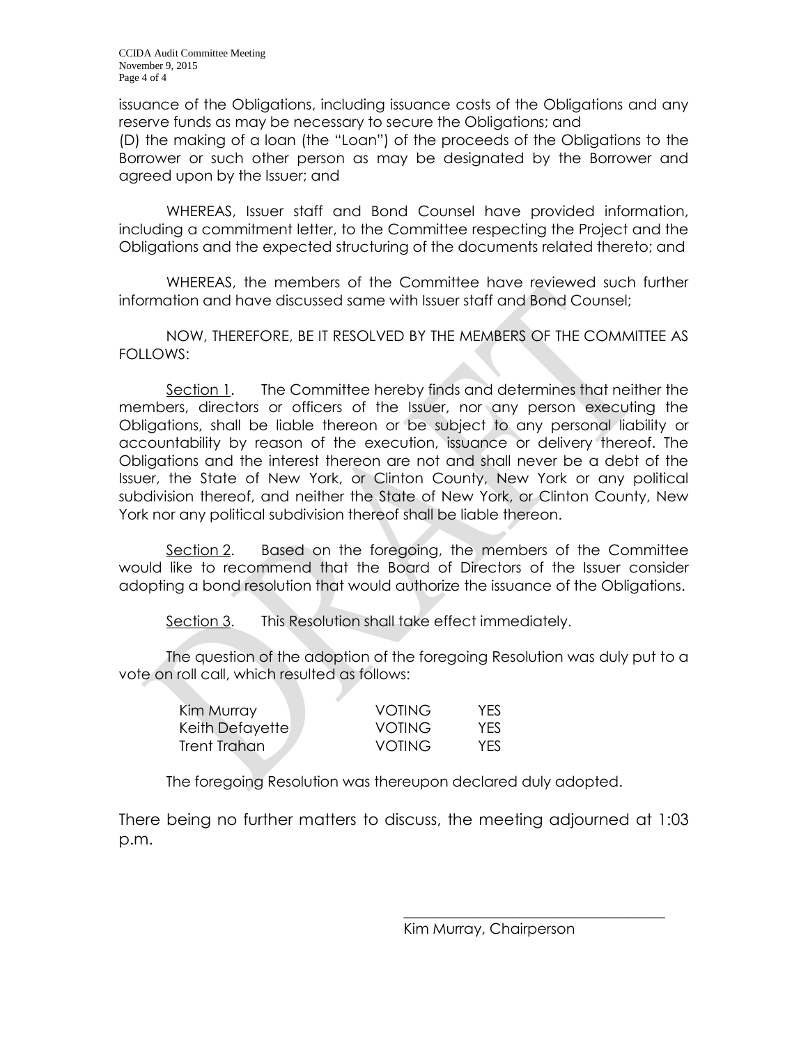issuance of the Obligations, including issuance costs of the Obligations and any reserve funds as may be necessary to secure the Obligations; and
(D) the making of a loan (the "Loan") of the proceeds of the Obligations to the Borrower or such other person as may be designated by the Borrower and agreed upon by the Issuer; and

WHEREAS, Issuer staff and Bond Counsel have provided information, including a commitment letter, to the Committee respecting the Project and the Obligations and the expected structuring of the documents related thereto; and

WHEREAS, the members of the Committee have reviewed such further information and have discussed same with Issuer staff and Bond Counsel;

NOW, THEREFORE, BE IT RESOLVED BY THE MEMBERS OF THE COMMITTEE AS FOLLOWS:

Section 1. The Committee hereby finds and determines that neither the members, directors or officers of the Issuer, nor any person executing the Obligations, shall be liable thereon or be subject to any personal liability or accountability by reason of the execution, issuance or delivery thereof. The Obligations and the interest thereon are not and shall never be a debt of the Issuer, the State of New York, or Clinton County, New York or any political subdivision thereof, and neither the State of New York, or Clinton County, New York nor any political subdivision thereof shall be liable thereon.

Section 2. Based on the foregoing, the members of the Committee would like to recommend that the Board of Directors of the Issuer consider adopting a bond resolution that would authorize the issuance of the Obligations.

Section 3. This Resolution shall take effect immediately.

The question of the adoption of the foregoing Resolution was duly put to a vote on roll call, which resulted as follows:

| | | |
|---|---|---|
| Kim Murray | VOTING | YES |
| Keith Defayette | VOTING | YES |
| Trent Trahan | VOTING | YES |

The foregoing Resolution was thereupon declared duly adopted.

There being no further matters to discuss, the meeting adjourned at 1:03 p.m.

\_\_\_\_\_\_\_\_\_\_\_\_\_\_\_\_\_\_\_\_\_\_\_\_\_\_\_\_\_\_\_\_\_\_\_\_

Kim Murray, Chairperson